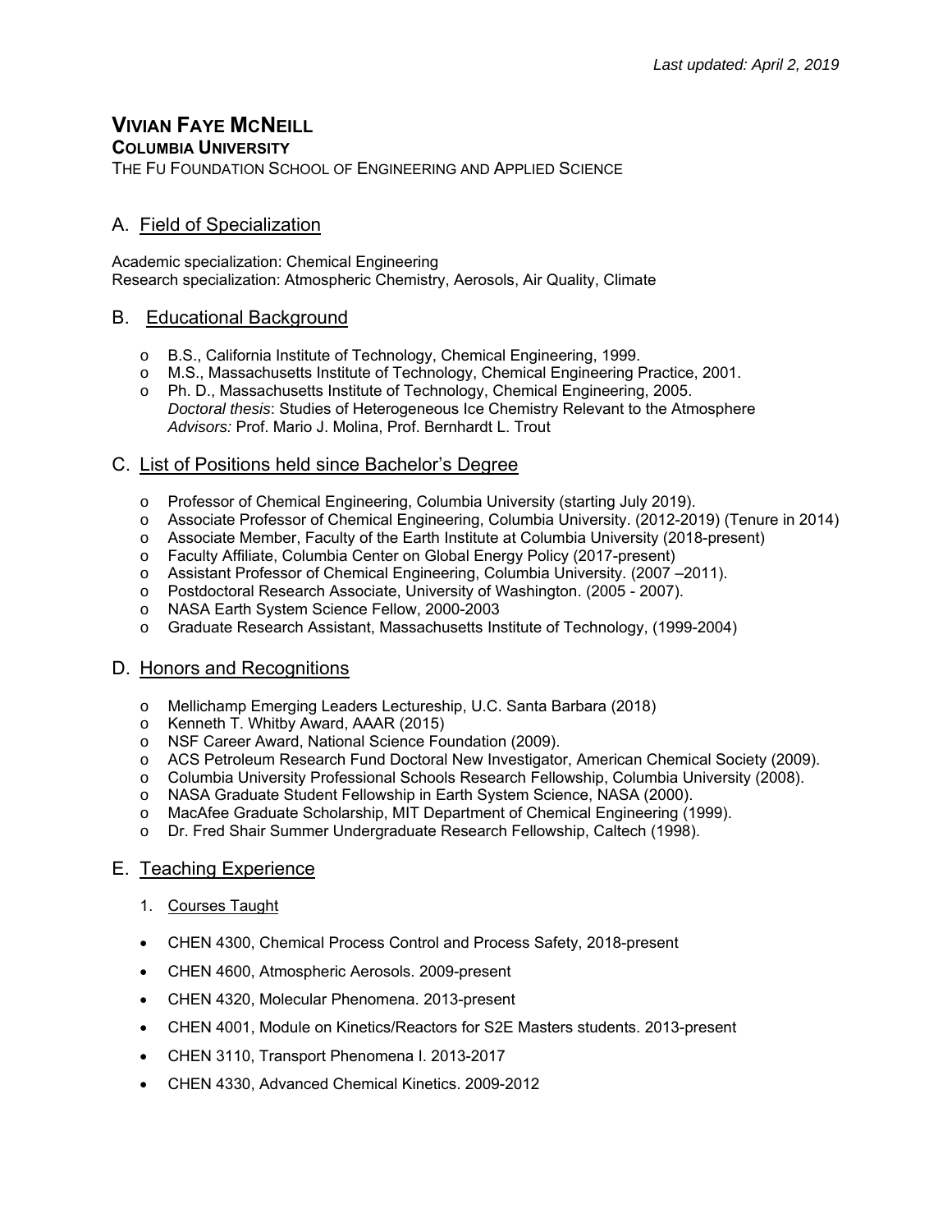*Last updated: April 2, 2019*

# VIVIAN FAYE MCNEILL

**COLUMBIA UNIVERSITY**

THE FU FOUNDATION SCHOOL OF ENGINEERING AND APPLIED SCIENCE

## A. Field of Specialization

Academic specialization: Chemical Engineering
Research specialization: Atmospheric Chemistry, Aerosols, Air Quality, Climate

## B. Educational Background

- B.S., California Institute of Technology, Chemical Engineering, 1999.
- M.S., Massachusetts Institute of Technology, Chemical Engineering Practice, 2001.
- Ph. D., Massachusetts Institute of Technology, Chemical Engineering, 2005.
  *Doctoral thesis*: Studies of Heterogeneous Ice Chemistry Relevant to the Atmosphere
  *Advisors:* Prof. Mario J. Molina, Prof. Bernhardt L. Trout

## C. List of Positions held since Bachelor's Degree

- Professor of Chemical Engineering, Columbia University (starting July 2019).
- Associate Professor of Chemical Engineering, Columbia University. (2012-2019) (Tenure in 2014)
- Associate Member, Faculty of the Earth Institute at Columbia University (2018-present)
- Faculty Affiliate, Columbia Center on Global Energy Policy (2017-present)
- Assistant Professor of Chemical Engineering, Columbia University. (2007 –2011).
- Postdoctoral Research Associate, University of Washington. (2005 - 2007).
- NASA Earth System Science Fellow, 2000-2003
- Graduate Research Assistant, Massachusetts Institute of Technology, (1999-2004)

## D. Honors and Recognitions

- Mellichamp Emerging Leaders Lectureship, U.C. Santa Barbara (2018)
- Kenneth T. Whitby Award, AAAR (2015)
- NSF Career Award, National Science Foundation (2009).
- ACS Petroleum Research Fund Doctoral New Investigator, American Chemical Society (2009).
- Columbia University Professional Schools Research Fellowship, Columbia University (2008).
- NASA Graduate Student Fellowship in Earth System Science, NASA (2000).
- MacAfee Graduate Scholarship, MIT Department of Chemical Engineering (1999).
- Dr. Fred Shair Summer Undergraduate Research Fellowship, Caltech (1998).

## E. Teaching Experience

### 1. Courses Taught

- CHEN 4300, Chemical Process Control and Process Safety, 2018-present
- CHEN 4600, Atmospheric Aerosols. 2009-present
- CHEN 4320, Molecular Phenomena. 2013-present
- CHEN 4001, Module on Kinetics/Reactors for S2E Masters students. 2013-present
- CHEN 3110, Transport Phenomena I. 2013-2017
- CHEN 4330, Advanced Chemical Kinetics. 2009-2012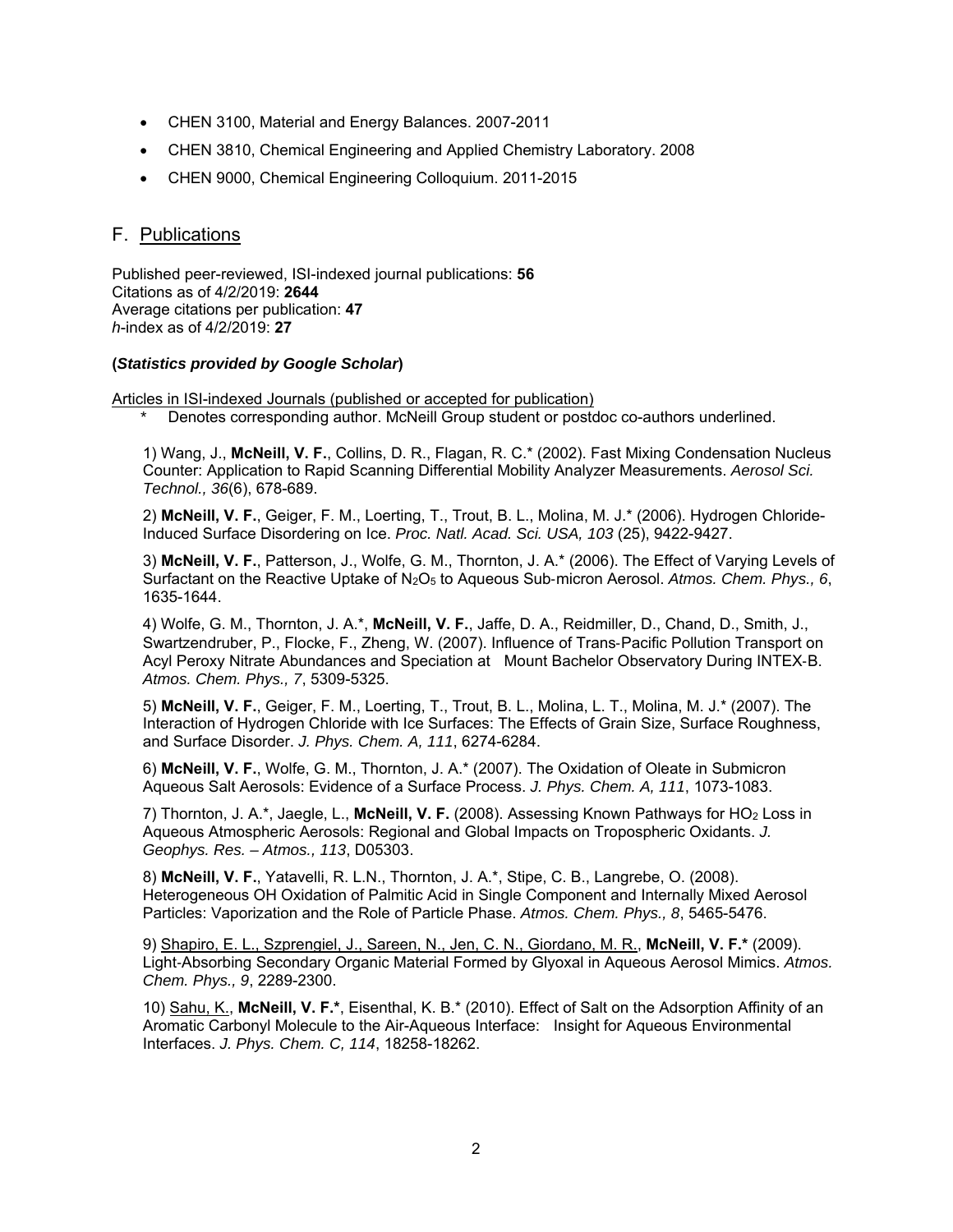- CHEN 3100, Material and Energy Balances. 2007-2011
- CHEN 3810, Chemical Engineering and Applied Chemistry Laboratory. 2008
- CHEN 9000, Chemical Engineering Colloquium. 2011-2015

## F. Publications

Published peer-reviewed, ISI-indexed journal publications: **56**
Citations as of 4/2/2019: **2644**
Average citations per publication: **47**
*h*-index as of 4/2/2019: **27**

**(*Statistics provided by Google Scholar*)**

Articles in ISI-indexed Journals (published or accepted for publication)

\* Denotes corresponding author. McNeill Group student or postdoc co-authors underlined.

1) Wang, J., **McNeill, V. F.**, Collins, D. R., Flagan, R. C.* (2002). Fast Mixing Condensation Nucleus Counter: Application to Rapid Scanning Differential Mobility Analyzer Measurements. *Aerosol Sci. Technol., 36*(6), 678-689.

2) **McNeill, V. F.**, Geiger, F. M., Loerting, T., Trout, B. L., Molina, M. J.* (2006). Hydrogen Chloride-Induced Surface Disordering on Ice. *Proc. Natl. Acad. Sci. USA, 103* (25), 9422-9427.

3) **McNeill, V. F.**, Patterson, J., Wolfe, G. M., Thornton, J. A.* (2006). The Effect of Varying Levels of Surfactant on the Reactive Uptake of $N_2O_5$ to Aqueous Sub-micron Aerosol. *Atmos. Chem. Phys., 6*, 1635-1644.

4) Wolfe, G. M., Thornton, J. A.*, **McNeill, V. F.**, Jaffe, D. A., Reidmiller, D., Chand, D., Smith, J., Swartzendruber, P., Flocke, F., Zheng, W. (2007). Influence of Trans-Pacific Pollution Transport on Acyl Peroxy Nitrate Abundances and Speciation at Mount Bachelor Observatory During INTEX-B. *Atmos. Chem. Phys., 7*, 5309-5325.

5) **McNeill, V. F.**, Geiger, F. M., Loerting, T., Trout, B. L., Molina, L. T., Molina, M. J.* (2007). The Interaction of Hydrogen Chloride with Ice Surfaces: The Effects of Grain Size, Surface Roughness, and Surface Disorder. *J. Phys. Chem. A, 111*, 6274-6284.

6) **McNeill, V. F.**, Wolfe, G. M., Thornton, J. A.* (2007). The Oxidation of Oleate in Submicron Aqueous Salt Aerosols: Evidence of a Surface Process. *J. Phys. Chem. A, 111*, 1073-1083.

7) Thornton, J. A.*, Jaegle, L., **McNeill, V. F.** (2008). Assessing Known Pathways for $HO_2$ Loss in Aqueous Atmospheric Aerosols: Regional and Global Impacts on Tropospheric Oxidants. *J. Geophys. Res. – Atmos., 113*, D05303.

8) **McNeill, V. F.**, Yatavelli, R. L.N., Thornton, J. A.*, Stipe, C. B., Langrebe, O. (2008). Heterogeneous OH Oxidation of Palmitic Acid in Single Component and Internally Mixed Aerosol Particles: Vaporization and the Role of Particle Phase. *Atmos. Chem. Phys., 8*, 5465-5476.

9) <u>Shapiro, E. L., Szprengiel, J., Sareen, N., Jen, C. N., Giordano, M. R.</u>, **McNeill, V. F.*** (2009). Light-Absorbing Secondary Organic Material Formed by Glyoxal in Aqueous Aerosol Mimics. *Atmos. Chem. Phys., 9*, 2289-2300.

10) <u>Sahu, K.</u>, **McNeill, V. F.***, Eisenthal, K. B.* (2010). Effect of Salt on the Adsorption Affinity of an Aromatic Carbonyl Molecule to the Air-Aqueous Interface: Insight for Aqueous Environmental Interfaces. *J. Phys. Chem. C, 114*, 18258-18262.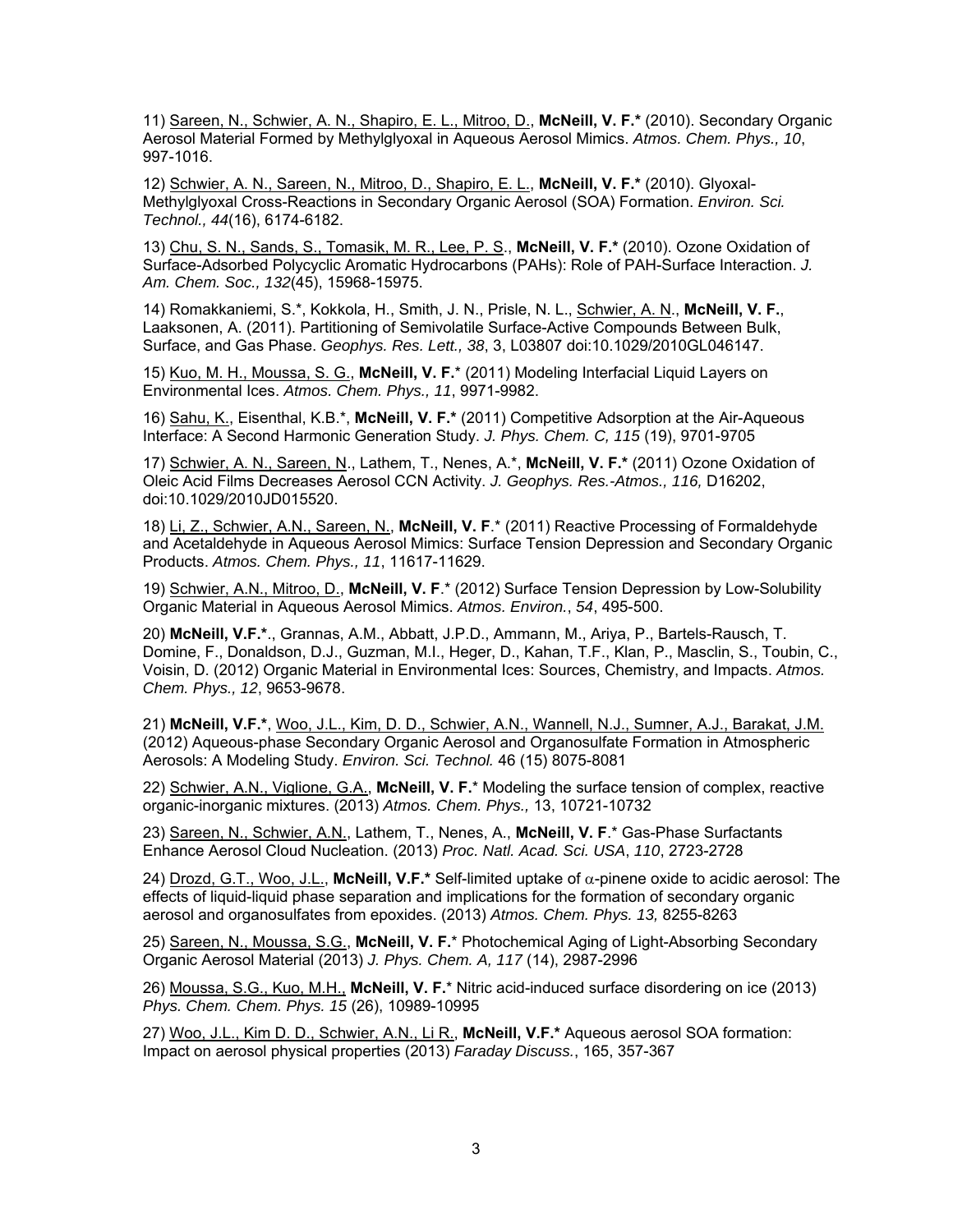11) Sareen, N., Schwier, A. N., Shapiro, E. L., Mitroo, D., **McNeill, V. F.*** (2010). Secondary Organic Aerosol Material Formed by Methylglyoxal in Aqueous Aerosol Mimics. *Atmos. Chem. Phys., 10*, 997-1016.

12) Schwier, A. N., Sareen, N., Mitroo, D., Shapiro, E. L., **McNeill, V. F.*** (2010). Glyoxal-Methylglyoxal Cross-Reactions in Secondary Organic Aerosol (SOA) Formation. *Environ. Sci. Technol., 44*(16), 6174-6182.

13) Chu, S. N., Sands, S., Tomasik, M. R., Lee, P. S., **McNeill, V. F.*** (2010). Ozone Oxidation of Surface-Adsorbed Polycyclic Aromatic Hydrocarbons (PAHs): Role of PAH-Surface Interaction. *J. Am. Chem. Soc., 132*(45), 15968-15975.

14) Romakkaniemi, S.*, Kokkola, H., Smith, J. N., Prisle, N. L., Schwier, A. N., **McNeill, V. F.**, Laaksonen, A. (2011). Partitioning of Semivolatile Surface-Active Compounds Between Bulk, Surface, and Gas Phase. *Geophys. Res. Lett., 38*, 3, L03807 doi:10.1029/2010GL046147.

15) Kuo, M. H., Moussa, S. G., **McNeill, V. F.*** (2011) Modeling Interfacial Liquid Layers on Environmental Ices. *Atmos. Chem. Phys., 11*, 9971-9982.

16) Sahu, K., Eisenthal, K.B.*, **McNeill, V. F.*** (2011) Competitive Adsorption at the Air-Aqueous Interface: A Second Harmonic Generation Study. *J. Phys. Chem. C, 115* (19), 9701-9705

17) Schwier, A. N., Sareen, N., Lathem, T., Nenes, A.*, **McNeill, V. F.*** (2011) Ozone Oxidation of Oleic Acid Films Decreases Aerosol CCN Activity. *J. Geophys. Res.-Atmos., 116,* D16202, doi:10.1029/2010JD015520.

18) Li, Z., Schwier, A.N., Sareen, N., **McNeill, V. F**.* (2011) Reactive Processing of Formaldehyde and Acetaldehyde in Aqueous Aerosol Mimics: Surface Tension Depression and Secondary Organic Products. *Atmos. Chem. Phys., 11*, 11617-11629.

19) Schwier, A.N., Mitroo, D., **McNeill, V. F**.* (2012) Surface Tension Depression by Low-Solubility Organic Material in Aqueous Aerosol Mimics. *Atmos. Environ.*, *54*, 495-500.

20) **McNeill, V.F.***., Grannas, A.M., Abbatt, J.P.D., Ammann, M., Ariya, P., Bartels-Rausch, T. Domine, F., Donaldson, D.J., Guzman, M.I., Heger, D., Kahan, T.F., Klan, P., Masclin, S., Toubin, C., Voisin, D. (2012) Organic Material in Environmental Ices: Sources, Chemistry, and Impacts. *Atmos. Chem. Phys., 12*, 9653-9678.

21) **McNeill, V.F.***, Woo, J.L., Kim, D. D., Schwier, A.N., Wannell, N.J., Sumner, A.J., Barakat, J.M. (2012) Aqueous-phase Secondary Organic Aerosol and Organosulfate Formation in Atmospheric Aerosols: A Modeling Study. *Environ. Sci. Technol.* 46 (15) 8075-8081

22) Schwier, A.N., Viglione, G.A., **McNeill, V. F.*** Modeling the surface tension of complex, reactive organic-inorganic mixtures. (2013) *Atmos. Chem. Phys.,* 13, 10721-10732

23) Sareen, N., Schwier, A.N., Lathem, T., Nenes, A., **McNeill, V. F**.* Gas-Phase Surfactants Enhance Aerosol Cloud Nucleation. (2013) *Proc. Natl. Acad. Sci. USA*, *110*, 2723-2728

24) Drozd, G.T., Woo, J.L., **McNeill, V.F.*** Self-limited uptake of $\alpha$-pinene oxide to acidic aerosol: The effects of liquid-liquid phase separation and implications for the formation of secondary organic aerosol and organosulfates from epoxides. (2013) *Atmos. Chem. Phys. 13,* 8255-8263

25) Sareen, N., Moussa, S.G., **McNeill, V. F.*** Photochemical Aging of Light-Absorbing Secondary Organic Aerosol Material (2013) *J. Phys. Chem. A, 117* (14), 2987-2996

26) Moussa, S.G., Kuo, M.H., **McNeill, V. F.*** Nitric acid-induced surface disordering on ice (2013) *Phys. Chem. Chem. Phys. 15* (26), 10989-10995

27) Woo, J.L., Kim D. D., Schwier, A.N., Li R., **McNeill, V.F.*** Aqueous aerosol SOA formation: Impact on aerosol physical properties (2013) *Faraday Discuss.*, 165, 357-367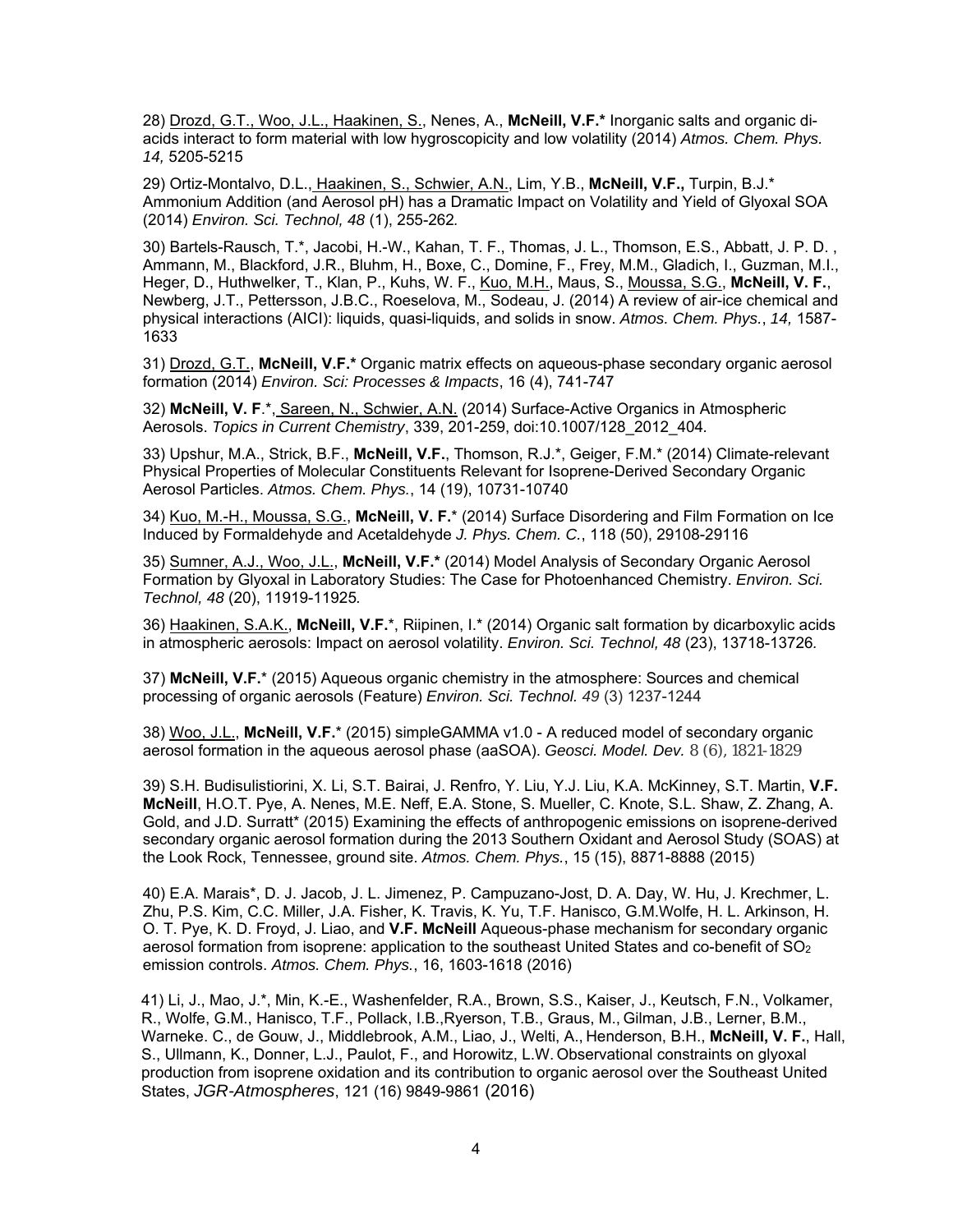28) Drozd, G.T., Woo, J.L., Haakinen, S., Nenes, A., **McNeill, V.F.*** Inorganic salts and organic di-acids interact to form material with low hygroscopicity and low volatility (2014) *Atmos. Chem. Phys. 14,* 5205-5215

29) Ortiz-Montalvo, D.L., Haakinen, S., Schwier, A.N., Lim, Y.B., **McNeill, V.F.,** Turpin, B.J.* Ammonium Addition (and Aerosol pH) has a Dramatic Impact on Volatility and Yield of Glyoxal SOA (2014) *Environ. Sci. Technol, 48* (1), 255-262.

30) Bartels-Rausch, T.*, Jacobi, H.-W., Kahan, T. F., Thomas, J. L., Thomson, E.S., Abbatt, J. P. D. , Ammann, M., Blackford, J.R., Bluhm, H., Boxe, C., Domine, F., Frey, M.M., Gladich, I., Guzman, M.I., Heger, D., Huthwelker, T., Klan, P., Kuhs, W. F., Kuo, M.H., Maus, S., Moussa, S.G., **McNeill, V. F.**, Newberg, J.T., Pettersson, J.B.C., Roeselova, M., Sodeau, J. (2014) A review of air-ice chemical and physical interactions (AICI): liquids, quasi-liquids, and solids in snow. *Atmos. Chem. Phys.*, *14,* 1587-1633

31) Drozd, G.T., **McNeill, V.F.*** Organic matrix effects on aqueous-phase secondary organic aerosol formation (2014) *Environ. Sci: Processes & Impacts*, 16 (4), 741-747

32) **McNeill, V. F**.*, Sareen, N., Schwier, A.N. (2014) Surface-Active Organics in Atmospheric Aerosols. *Topics in Current Chemistry*, 339, 201-259, doi:10.1007/128_2012_404.

33) Upshur, M.A., Strick, B.F., **McNeill, V.F.**, Thomson, R.J.*, Geiger, F.M.* (2014) Climate-relevant Physical Properties of Molecular Constituents Relevant for Isoprene-Derived Secondary Organic Aerosol Particles. *Atmos. Chem. Phys.*, 14 (19), 10731-10740

34) Kuo, M.-H., Moussa, S.G., **McNeill, V. F.*** (2014) Surface Disordering and Film Formation on Ice Induced by Formaldehyde and Acetaldehyde *J. Phys. Chem. C.*, 118 (50), 29108-29116

35) Sumner, A.J., Woo, J.L., **McNeill, V.F.*** (2014) Model Analysis of Secondary Organic Aerosol Formation by Glyoxal in Laboratory Studies: The Case for Photoenhanced Chemistry. *Environ. Sci. Technol, 48* (20), 11919-11925*.*

36) Haakinen, S.A.K., **McNeill, V.F.***, Riipinen, I.* (2014) Organic salt formation by dicarboxylic acids in atmospheric aerosols: Impact on aerosol volatility. *Environ. Sci. Technol, 48* (23), 13718-13726*.*

37) **McNeill, V.F.*** (2015) Aqueous organic chemistry in the atmosphere: Sources and chemical processing of organic aerosols (Feature) *Environ. Sci. Technol. 49* (3) 1237-1244

38) Woo, J.L., **McNeill, V.F.*** (2015) simpleGAMMA v1.0 - A reduced model of secondary organic aerosol formation in the aqueous aerosol phase (aaSOA). *Geosci. Model. Dev.* 8 (6), 1821-1829

39) S.H. Budisulistiorini, X. Li, S.T. Bairai, J. Renfro, Y. Liu, Y.J. Liu, K.A. McKinney, S.T. Martin, **V.F. McNeill**, H.O.T. Pye, A. Nenes, M.E. Neff, E.A. Stone, S. Mueller, C. Knote, S.L. Shaw, Z. Zhang, A. Gold, and J.D. Surratt* (2015) Examining the effects of anthropogenic emissions on isoprene-derived secondary organic aerosol formation during the 2013 Southern Oxidant and Aerosol Study (SOAS) at the Look Rock, Tennessee, ground site. *Atmos. Chem. Phys.*, 15 (15), 8871-8888 (2015)

40) E.A. Marais*, D. J. Jacob, J. L. Jimenez, P. Campuzano-Jost, D. A. Day, W. Hu, J. Krechmer, L. Zhu, P.S. Kim, C.C. Miller, J.A. Fisher, K. Travis, K. Yu, T.F. Hanisco, G.M.Wolfe, H. L. Arkinson, H. O. T. Pye, K. D. Froyd, J. Liao, and **V.F. McNeill** Aqueous-phase mechanism for secondary organic aerosol formation from isoprene: application to the southeast United States and co-benefit of $SO_2$ emission controls. *Atmos. Chem. Phys.*, 16, 1603-1618 (2016)

41) Li, J., Mao, J.*, Min, K.-E., Washenfelder, R.A., Brown, S.S., Kaiser, J., Keutsch, F.N., Volkamer, R., Wolfe, G.M., Hanisco, T.F., Pollack, I.B.,Ryerson, T.B., Graus, M., Gilman, J.B., Lerner, B.M., Warneke. C., de Gouw, J., Middlebrook, A.M., Liao, J., Welti, A., Henderson, B.H., **McNeill, V. F.**, Hall, S., Ullmann, K., Donner, L.J., Paulot, F., and Horowitz, L.W. Observational constraints on glyoxal production from isoprene oxidation and its contribution to organic aerosol over the Southeast United States, *JGR-Atmospheres*, 121 (16) 9849-9861 (2016)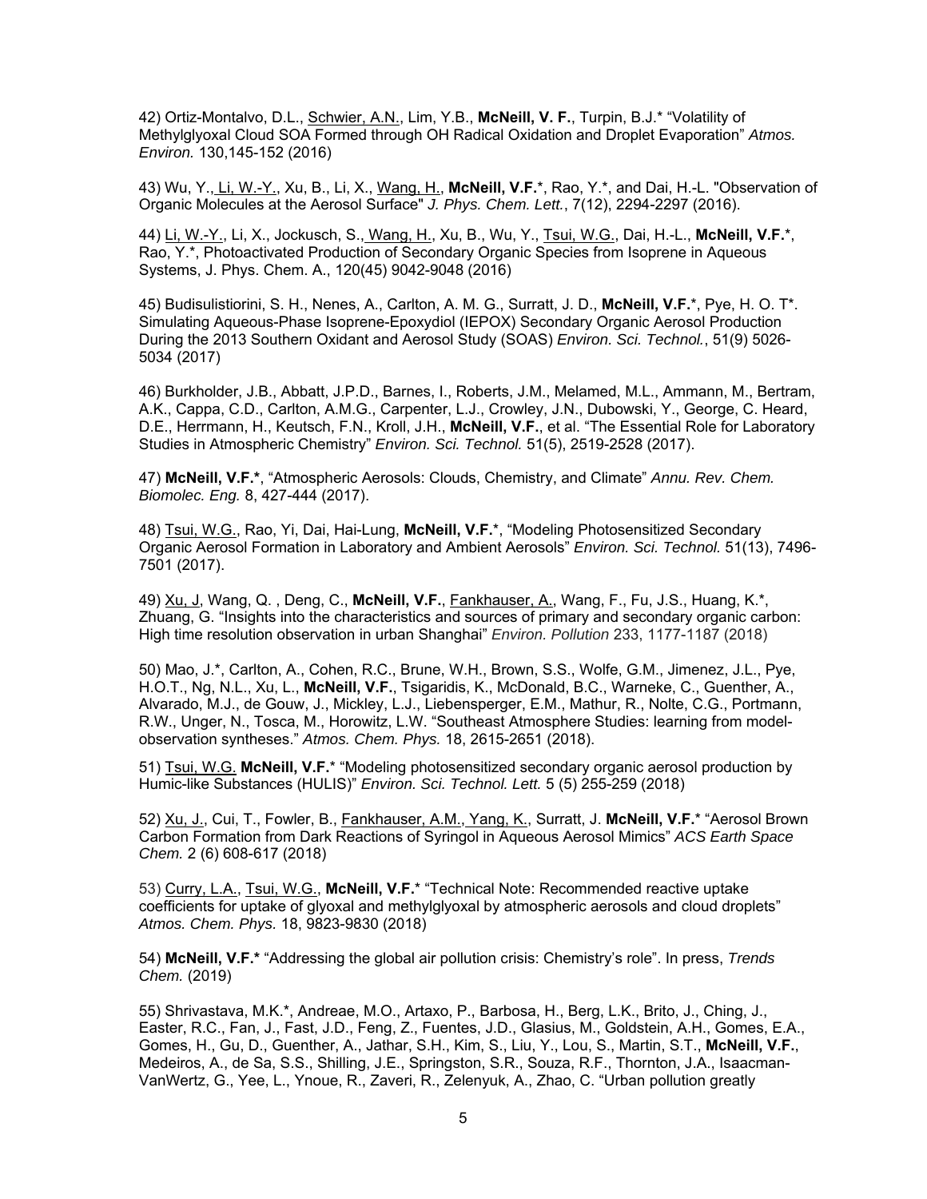42) Ortiz-Montalvo, D.L., Schwier, A.N., Lim, Y.B., **McNeill, V. F.**, Turpin, B.J.* "Volatility of Methylglyoxal Cloud SOA Formed through OH Radical Oxidation and Droplet Evaporation" *Atmos. Environ.* 130,145-152 (2016)

43) Wu, Y., Li, W.-Y., Xu, B., Li, X., Wang, H., **McNeill, V.F.***, Rao, Y.*, and Dai, H.-L. "Observation of Organic Molecules at the Aerosol Surface" *J. Phys. Chem. Lett.*, 7(12), 2294-2297 (2016).

44) Li, W.-Y., Li, X., Jockusch, S., Wang, H., Xu, B., Wu, Y., Tsui, W.G., Dai, H.-L., **McNeill, V.F.***, Rao, Y.*, Photoactivated Production of Secondary Organic Species from Isoprene in Aqueous Systems, J. Phys. Chem. A., 120(45) 9042-9048 (2016)

45) Budisulistiorini, S. H., Nenes, A., Carlton, A. M. G., Surratt, J. D., **McNeill, V.F.***, Pye, H. O. T*. Simulating Aqueous-Phase Isoprene-Epoxydiol (IEPOX) Secondary Organic Aerosol Production During the 2013 Southern Oxidant and Aerosol Study (SOAS) *Environ. Sci. Technol.*, 51(9) 5026-5034 (2017)

46) Burkholder, J.B., Abbatt, J.P.D., Barnes, I., Roberts, J.M., Melamed, M.L., Ammann, M., Bertram, A.K., Cappa, C.D., Carlton, A.M.G., Carpenter, L.J., Crowley, J.N., Dubowski, Y., George, C. Heard, D.E., Herrmann, H., Keutsch, F.N., Kroll, J.H., **McNeill, V.F.**, et al. "The Essential Role for Laboratory Studies in Atmospheric Chemistry" *Environ. Sci. Technol.* 51(5), 2519-2528 (2017).

47) **McNeill, V.F.***, "Atmospheric Aerosols: Clouds, Chemistry, and Climate" *Annu. Rev. Chem. Biomolec. Eng.* 8, 427-444 (2017).

48) Tsui, W.G., Rao, Yi, Dai, Hai-Lung, **McNeill, V.F.***, "Modeling Photosensitized Secondary Organic Aerosol Formation in Laboratory and Ambient Aerosols" *Environ. Sci. Technol.* 51(13), 7496-7501 (2017).

49) Xu, J, Wang, Q. , Deng, C., **McNeill, V.F.**, Fankhauser, A., Wang, F., Fu, J.S., Huang, K.*, Zhuang, G. "Insights into the characteristics and sources of primary and secondary organic carbon: High time resolution observation in urban Shanghai" *Environ. Pollution* 233, 1177-1187 (2018)

50) Mao, J.*, Carlton, A., Cohen, R.C., Brune, W.H., Brown, S.S., Wolfe, G.M., Jimenez, J.L., Pye, H.O.T., Ng, N.L., Xu, L., **McNeill, V.F.**, Tsigaridis, K., McDonald, B.C., Warneke, C., Guenther, A., Alvarado, M.J., de Gouw, J., Mickley, L.J., Liebensperger, E.M., Mathur, R., Nolte, C.G., Portmann, R.W., Unger, N., Tosca, M., Horowitz, L.W. "Southeast Atmosphere Studies: learning from model-observation syntheses." *Atmos. Chem. Phys.* 18, 2615-2651 (2018).

51) Tsui, W.G. **McNeill, V.F.*** "Modeling photosensitized secondary organic aerosol production by Humic-like Substances (HULIS)" *Environ. Sci. Technol. Lett.* 5 (5) 255-259 (2018)

52) Xu, J., Cui, T., Fowler, B., Fankhauser, A.M., Yang, K., Surratt, J. **McNeill, V.F.*** "Aerosol Brown Carbon Formation from Dark Reactions of Syringol in Aqueous Aerosol Mimics" *ACS Earth Space Chem.* 2 (6) 608-617 (2018)

53) Curry, L.A., Tsui, W.G., **McNeill, V.F.*** "Technical Note: Recommended reactive uptake coefficients for uptake of glyoxal and methylglyoxal by atmospheric aerosols and cloud droplets" *Atmos. Chem. Phys.* 18, 9823-9830 (2018)

54) **McNeill, V.F.*** "Addressing the global air pollution crisis: Chemistry's role". In press, *Trends Chem.* (2019)

55) Shrivastava, M.K.*, Andreae, M.O., Artaxo, P., Barbosa, H., Berg, L.K., Brito, J., Ching, J., Easter, R.C., Fan, J., Fast, J.D., Feng, Z., Fuentes, J.D., Glasius, M., Goldstein, A.H., Gomes, E.A., Gomes, H., Gu, D., Guenther, A., Jathar, S.H., Kim, S., Liu, Y., Lou, S., Martin, S.T., **McNeill, V.F.**, Medeiros, A., de Sa, S.S., Shilling, J.E., Springston, S.R., Souza, R.F., Thornton, J.A., Isaacman-VanWertz, G., Yee, L., Ynoue, R., Zaveri, R., Zelenyuk, A., Zhao, C. "Urban pollution greatly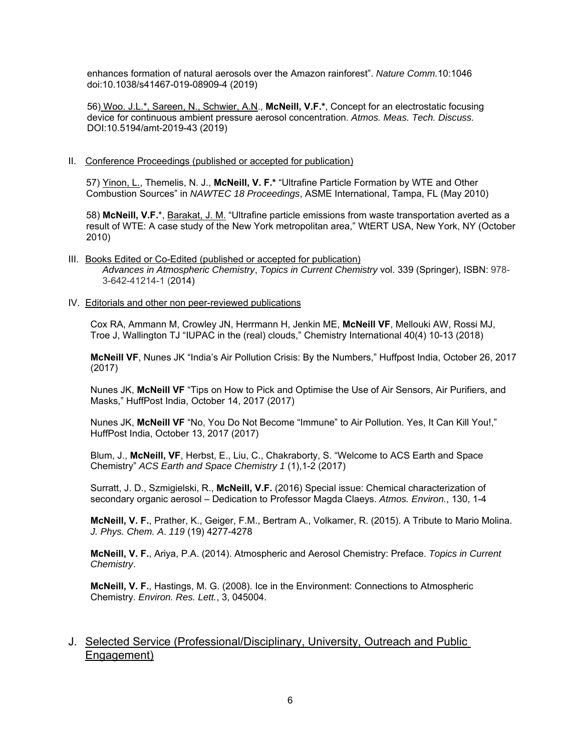enhances formation of natural aerosols over the Amazon rainforest". *Nature Comm.*10:1046 doi:10.1038/s41467-019-08909-4 (2019)

56) Woo. J.L.*, Sareen, N., Schwier, A.N., **McNeill, V.F.***, Concept for an electrostatic focusing device for continuous ambient pressure aerosol concentration. *Atmos. Meas. Tech. Discuss.* DOI:10.5194/amt-2019-43 (2019)

II. Conference Proceedings (published or accepted for publication)

57) Yinon, L., Themelis, N. J., **McNeill, V. F.*** "Ultrafine Particle Formation by WTE and Other Combustion Sources" in *NAWTEC 18 Proceedings*, ASME International, Tampa, FL (May 2010)

58) **McNeill, V.F.***, Barakat, J. M. "Ultrafine particle emissions from waste transportation averted as a result of WTE: A case study of the New York metropolitan area," WtERT USA, New York, NY (October 2010)

III. Books Edited or Co-Edited (published or accepted for publication)

*Advances in Atmospheric Chemistry*, *Topics in Current Chemistry* vol. 339 (Springer), ISBN: 978-3-642-41214-1 (2014)

IV. Editorials and other non peer-reviewed publications

Cox RA, Ammann M, Crowley JN, Herrmann H, Jenkin ME, **McNeill VF**, Mellouki AW, Rossi MJ, Troe J, Wallington TJ "IUPAC in the (real) clouds," Chemistry International 40(4) 10-13 (2018)

**McNeill VF**, Nunes JK "India's Air Pollution Crisis: By the Numbers," Huffpost India, October 26, 2017 (2017)

Nunes JK, **McNeill VF** "Tips on How to Pick and Optimise the Use of Air Sensors, Air Purifiers, and Masks," HuffPost India, October 14, 2017 (2017)

Nunes JK, **McNeill VF** "No, You Do Not Become "Immune" to Air Pollution. Yes, It Can Kill You!," HuffPost India, October 13, 2017 (2017)

Blum, J., **McNeill, VF**, Herbst, E., Liu, C., Chakraborty, S. "Welcome to ACS Earth and Space Chemistry" *ACS Earth and Space Chemistry 1* (1),1-2 (2017)

Surratt, J. D., Szmigielski, R., **McNeill, V.F.** (2016) Special issue: Chemical characterization of secondary organic aerosol – Dedication to Professor Magda Claeys. *Atmos. Environ.*, 130, 1-4

**McNeill, V. F.**, Prather, K., Geiger, F.M., Bertram A., Volkamer, R. (2015). A Tribute to Mario Molina. *J. Phys. Chem. A*. *119* (19) 4277-4278

**McNeill, V. F.**, Ariya, P.A. (2014). Atmospheric and Aerosol Chemistry: Preface. *Topics in Current Chemistry*.

**McNeill, V. F.**, Hastings, M. G. (2008). Ice in the Environment: Connections to Atmospheric Chemistry. *Environ. Res. Lett.*, 3, 045004.

## J. Selected Service (Professional/Disciplinary, University, Outreach and Public Engagement)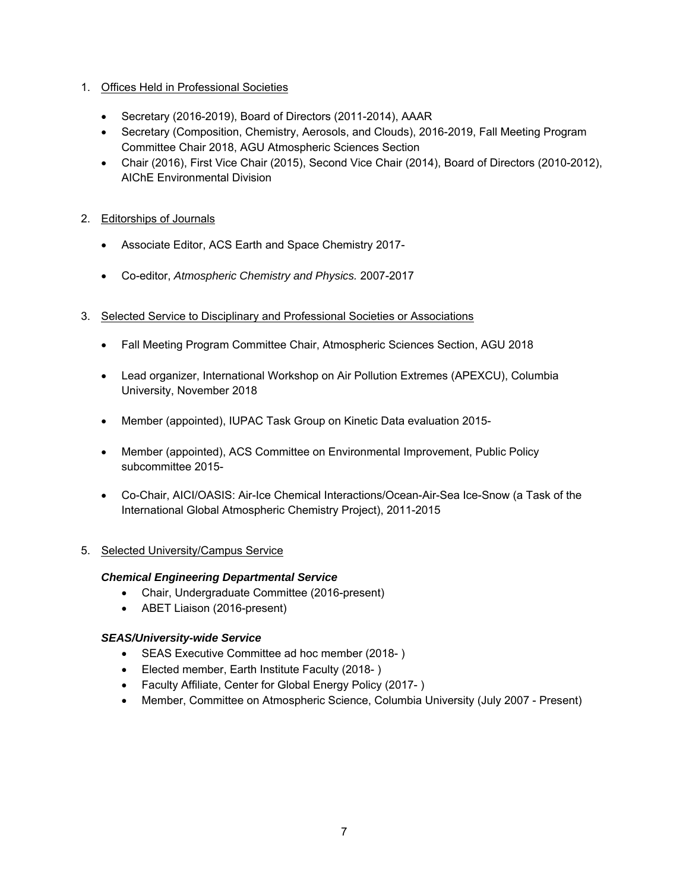1. <u>Offices Held in Professional Societies</u>

    - Secretary (2016-2019), Board of Directors (2011-2014), AAAR
    - Secretary (Composition, Chemistry, Aerosols, and Clouds), 2016-2019, Fall Meeting Program Committee Chair 2018, AGU Atmospheric Sciences Section
    - Chair (2016), First Vice Chair (2015), Second Vice Chair (2014), Board of Directors (2010-2012), AIChE Environmental Division

2. <u>Editorships of Journals</u>

    - Associate Editor, ACS Earth and Space Chemistry 2017-
    - Co-editor, *Atmospheric Chemistry and Physics.* 2007-2017

3. <u>Selected Service to Disciplinary and Professional Societies or Associations</u>

    - Fall Meeting Program Committee Chair, Atmospheric Sciences Section, AGU 2018
    - Lead organizer, International Workshop on Air Pollution Extremes (APEXCU), Columbia University, November 2018
    - Member (appointed), IUPAC Task Group on Kinetic Data evaluation 2015-
    - Member (appointed), ACS Committee on Environmental Improvement, Public Policy subcommittee 2015-
    - Co-Chair, AICI/OASIS: Air-Ice Chemical Interactions/Ocean-Air-Sea Ice-Snow (a Task of the International Global Atmospheric Chemistry Project), 2011-2015

5. <u>Selected University/Campus Service</u>

    ***Chemical Engineering Departmental Service***

    - Chair, Undergraduate Committee (2016-present)
    - ABET Liaison (2016-present)

    ***SEAS/University-wide Service***

    - SEAS Executive Committee ad hoc member (2018- )
    - Elected member, Earth Institute Faculty (2018- )
    - Faculty Affiliate, Center for Global Energy Policy (2017- )
    - Member, Committee on Atmospheric Science, Columbia University (July 2007 - Present)